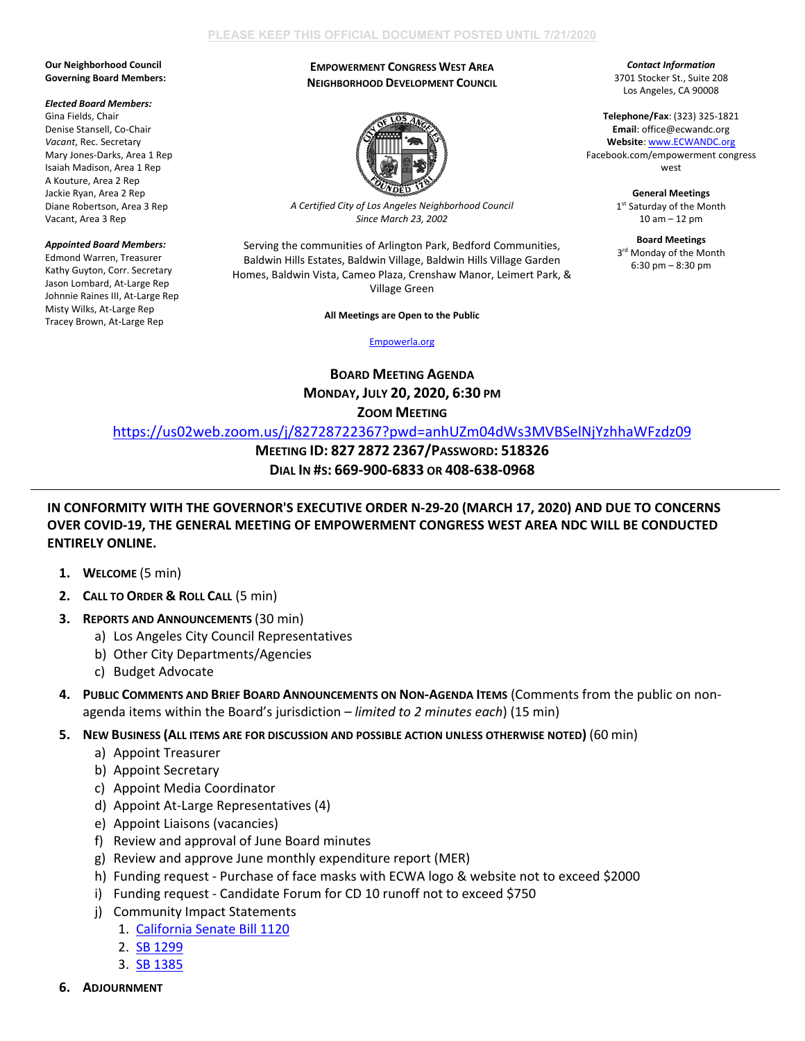PLEASE KEEP THIS OFFICIAL DOCUMENT POSTED UNTIL 7/21/2020

**Our Neighborhood Council Governing Board Members:**

***Elected Board Members:***
Gina Fields, Chair
Denise Stansell, Co-Chair
*Vacant*, Rec. Secretary
Mary Jones-Darks, Area 1 Rep
Isaiah Madison, Area 1 Rep
A Kouture, Area 2 Rep
Jackie Ryan, Area 2 Rep
Diane Robertson, Area 3 Rep
Vacant, Area 3 Rep

***Appointed Board Members:***
Edmond Warren, Treasurer
Kathy Guyton, Corr. Secretary
Jason Lombard, At-Large Rep
Johnnie Raines III, At-Large Rep
Misty Wilks, At-Large Rep
Tracey Brown, At-Large Rep

**EMPOWERMENT CONGRESS WEST AREA NEIGHBORHOOD DEVELOPMENT COUNCIL**

*A Certified City of Los Angeles Neighborhood Council Since March 23, 2002*

Serving the communities of Arlington Park, Bedford Communities, Baldwin Hills Estates, Baldwin Village, Baldwin Hills Village Garden Homes, Baldwin Vista, Cameo Plaza, Crenshaw Manor, Leimert Park, & Village Green

**All Meetings are Open to the Public**

Empowerla.org

***Contact Information***
3701 Stocker St., Suite 208
Los Angeles, CA 90008

**Telephone/Fax**: (323) 325-1821
**Email**: office@ecwandc.org
**Website**: www.ECWANDC.org
Facebook.com/empowerment congress west

**General Meetings**
1st Saturday of the Month
10 am – 12 pm

**Board Meetings**
3rd Monday of the Month
6:30 pm – 8:30 pm

**BOARD MEETING AGENDA**
**MONDAY, JULY 20, 2020, 6:30 PM**
**ZOOM MEETING**
https://us02web.zoom.us/j/82728722367?pwd=anhUZm04dWs3MVBSelNjYzhhaWFzdz09
**MEETING ID: 827 2872 2367/PASSWORD: 518326**
**DIAL IN #S: 669-900-6833 OR 408-638-0968**

---

**IN CONFORMITY WITH THE GOVERNOR'S EXECUTIVE ORDER N-29-20 (MARCH 17, 2020) AND DUE TO CONCERNS OVER COVID-19, THE GENERAL MEETING OF EMPOWERMENT CONGRESS WEST AREA NDC WILL BE CONDUCTED ENTIRELY ONLINE.**

1. **WELCOME** (5 min)
2. **CALL TO ORDER & ROLL CALL** (5 min)
3. **REPORTS AND ANNOUNCEMENTS** (30 min)
   a) Los Angeles City Council Representatives
   b) Other City Departments/Agencies
   c) Budget Advocate
4. **PUBLIC COMMENTS AND BRIEF BOARD ANNOUNCEMENTS ON NON-AGENDA ITEMS** (Comments from the public on non-agenda items within the Board's jurisdiction – *limited to 2 minutes each*) (15 min)
5. **NEW BUSINESS (ALL ITEMS ARE FOR DISCUSSION AND POSSIBLE ACTION UNLESS OTHERWISE NOTED)** (60 min)
   a) Appoint Treasurer
   b) Appoint Secretary
   c) Appoint Media Coordinator
   d) Appoint At-Large Representatives (4)
   e) Appoint Liaisons (vacancies)
   f) Review and approval of June Board minutes
   g) Review and approve June monthly expenditure report (MER)
   h) Funding request - Purchase of face masks with ECWA logo & website not to exceed $2000
   i) Funding request - Candidate Forum for CD 10 runoff not to exceed $750
   j) Community Impact Statements
      1. California Senate Bill 1120
      2. SB 1299
      3. SB 1385
6. **ADJOURNMENT**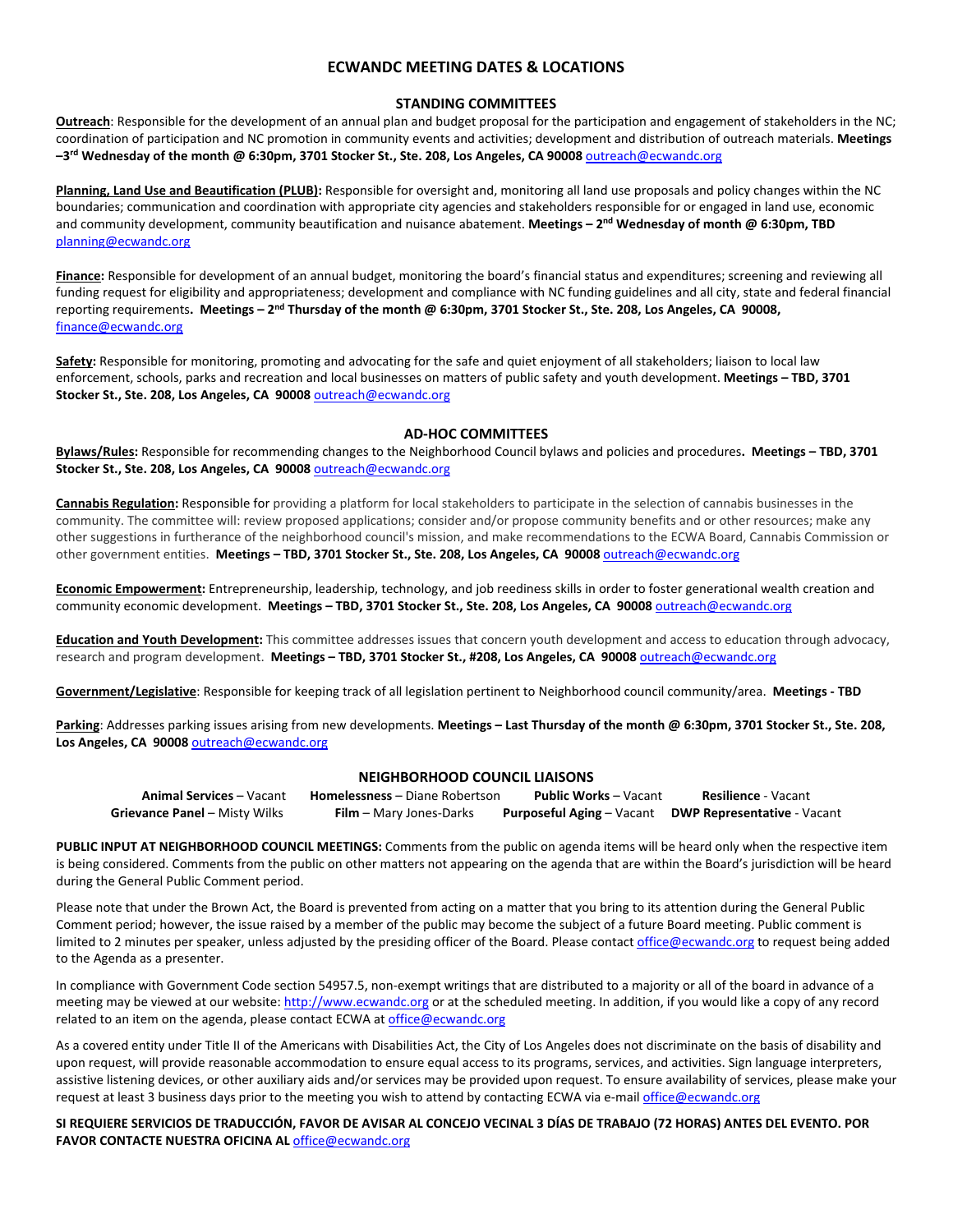# ECWANDC MEETING DATES & LOCATIONS

## STANDING COMMITTEES

**Outreach**: Responsible for the development of an annual plan and budget proposal for the participation and engagement of stakeholders in the NC; coordination of participation and NC promotion in community events and activities; development and distribution of outreach materials. **Meetings –3rd Wednesday of the month @ 6:30pm, 3701 Stocker St., Ste. 208, Los Angeles, CA 90008** outreach@ecwandc.org

**Planning, Land Use and Beautification (PLUB):** Responsible for oversight and, monitoring all land use proposals and policy changes within the NC boundaries; communication and coordination with appropriate city agencies and stakeholders responsible for or engaged in land use, economic and community development, community beautification and nuisance abatement. **Meetings – 2nd Wednesday of month @ 6:30pm, TBD** planning@ecwandc.org

**Finance:** Responsible for development of an annual budget, monitoring the board's financial status and expenditures; screening and reviewing all funding request for eligibility and appropriateness; development and compliance with NC funding guidelines and all city, state and federal financial reporting requirements**. Meetings – 2nd Thursday of the month @ 6:30pm, 3701 Stocker St., Ste. 208, Los Angeles, CA 90008,** finance@ecwandc.org

**Safety:** Responsible for monitoring, promoting and advocating for the safe and quiet enjoyment of all stakeholders; liaison to local law enforcement, schools, parks and recreation and local businesses on matters of public safety and youth development. **Meetings – TBD, 3701 Stocker St., Ste. 208, Los Angeles, CA 90008** outreach@ecwandc.org

## AD-HOC COMMITTEES

**Bylaws/Rules:** Responsible for recommending changes to the Neighborhood Council bylaws and policies and procedures**. Meetings – TBD, 3701 Stocker St., Ste. 208, Los Angeles, CA 90008** outreach@ecwandc.org

**Cannabis Regulation:** Responsible for providing a platform for local stakeholders to participate in the selection of cannabis businesses in the community. The committee will: review proposed applications; consider and/or propose community benefits and or other resources; make any other suggestions in furtherance of the neighborhood council's mission, and make recommendations to the ECWA Board, Cannabis Commission or other government entities. **Meetings – TBD, 3701 Stocker St., Ste. 208, Los Angeles, CA 90008** outreach@ecwandc.org

**Economic Empowerment:** Entrepreneurship, leadership, technology, and job reediness skills in order to foster generational wealth creation and community economic development. **Meetings – TBD, 3701 Stocker St., Ste. 208, Los Angeles, CA 90008** outreach@ecwandc.org

**Education and Youth Development:** This committee addresses issues that concern youth development and access to education through advocacy, research and program development. **Meetings – TBD, 3701 Stocker St., #208, Los Angeles, CA 90008** outreach@ecwandc.org

**Government/Legislative**: Responsible for keeping track of all legislation pertinent to Neighborhood council community/area. **Meetings - TBD**

**Parking**: Addresses parking issues arising from new developments. **Meetings – Last Thursday of the month @ 6:30pm, 3701 Stocker St., Ste. 208, Los Angeles, CA 90008** outreach@ecwandc.org

## NEIGHBORHOOD COUNCIL LIAISONS

**Animal Services** – Vacant  **Homelessness** – Diane Robertson  **Public Works** – Vacant  **Resilience** - Vacant
**Grievance Panel** – Misty Wilks  **Film** – Mary Jones-Darks  **Purposeful Aging** – Vacant  **DWP Representative** - Vacant

**PUBLIC INPUT AT NEIGHBORHOOD COUNCIL MEETINGS:** Comments from the public on agenda items will be heard only when the respective item is being considered. Comments from the public on other matters not appearing on the agenda that are within the Board's jurisdiction will be heard during the General Public Comment period.

Please note that under the Brown Act, the Board is prevented from acting on a matter that you bring to its attention during the General Public Comment period; however, the issue raised by a member of the public may become the subject of a future Board meeting. Public comment is limited to 2 minutes per speaker, unless adjusted by the presiding officer of the Board. Please contact office@ecwandc.org to request being added to the Agenda as a presenter.

In compliance with Government Code section 54957.5, non-exempt writings that are distributed to a majority or all of the board in advance of a meeting may be viewed at our website: http://www.ecwandc.org or at the scheduled meeting. In addition, if you would like a copy of any record related to an item on the agenda, please contact ECWA at office@ecwandc.org

As a covered entity under Title II of the Americans with Disabilities Act, the City of Los Angeles does not discriminate on the basis of disability and upon request, will provide reasonable accommodation to ensure equal access to its programs, services, and activities. Sign language interpreters, assistive listening devices, or other auxiliary aids and/or services may be provided upon request. To ensure availability of services, please make your request at least 3 business days prior to the meeting you wish to attend by contacting ECWA via e-mail office@ecwandc.org

**SI REQUIERE SERVICIOS DE TRADUCCIÓN, FAVOR DE AVISAR AL CONCEJO VECINAL 3 DÍAS DE TRABAJO (72 HORAS) ANTES DEL EVENTO. POR FAVOR CONTACTE NUESTRA OFICINA AL** office@ecwandc.org